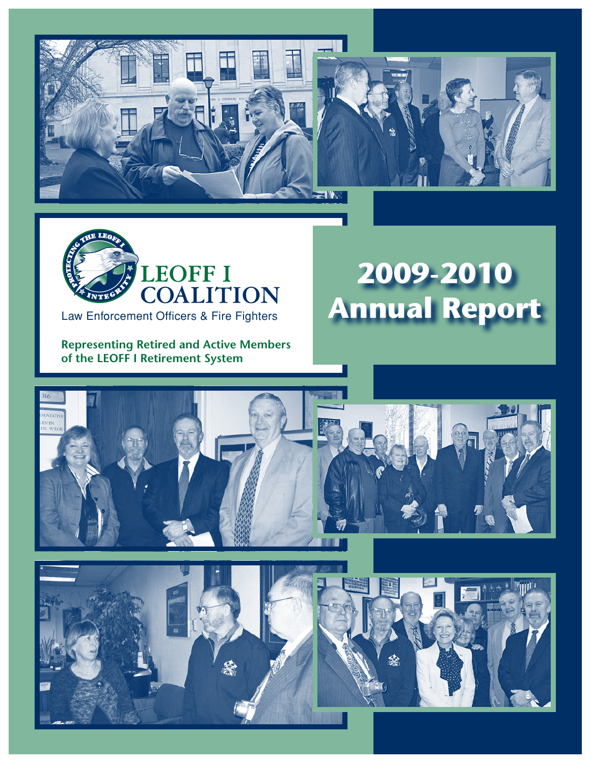# LEOFF I COALITION

Law Enforcement Officers & Fire Fighters

**Representing Retired and Active Members of the LEOFF I Retirement System**

# 2009-2010 Annual Report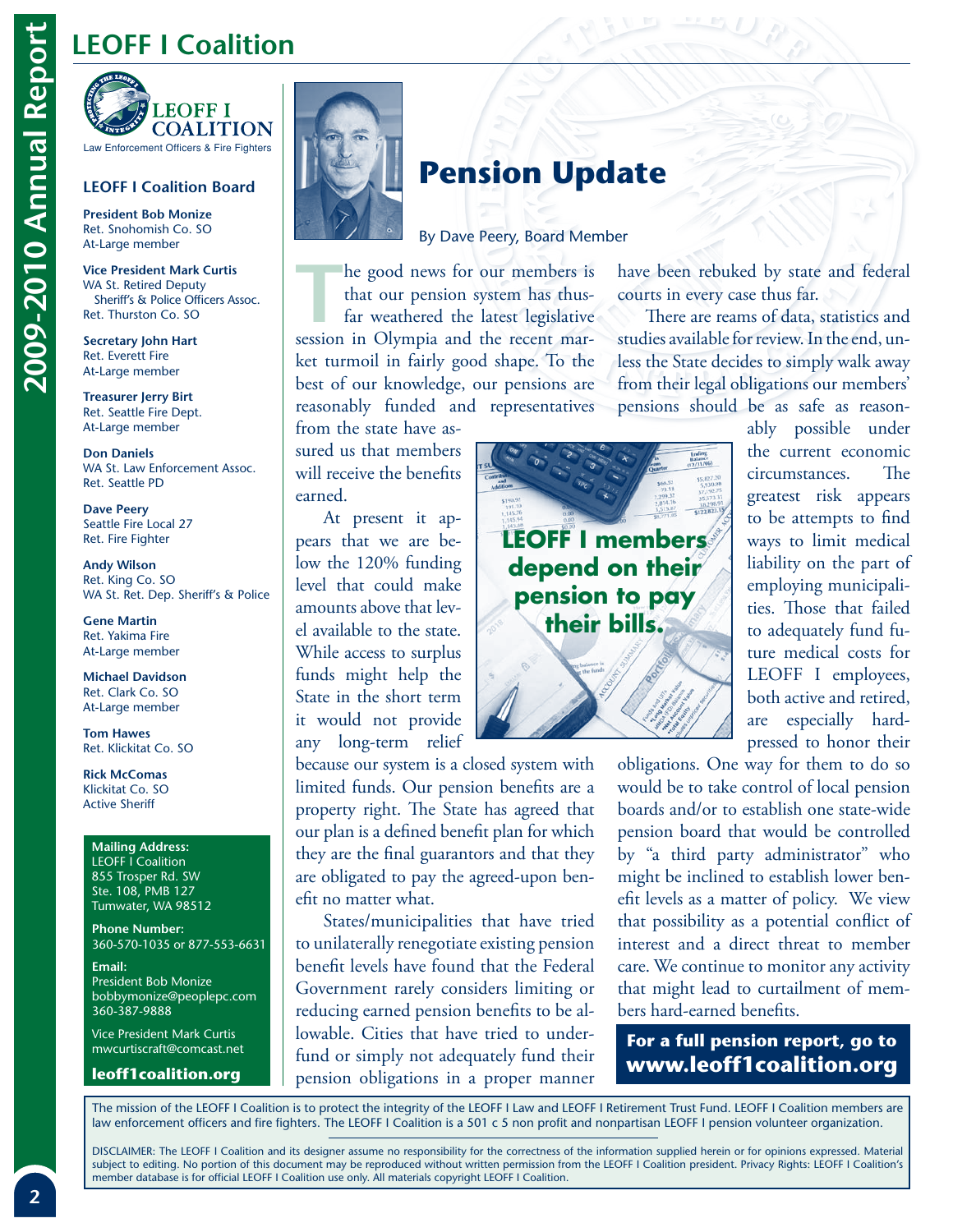# LEOFF I Coalition

LEOFF I COALITION
Law Enforcement Officers & Fire Fighters

### LEOFF I Coalition Board

**President Bob Monize**
Ret. Snohomish Co. SO
At-Large member

**Vice President Mark Curtis**
WA St. Retired Deputy Sheriff's & Police Officers Assoc.
Ret. Thurston Co. SO

**Secretary John Hart**
Ret. Everett Fire
At-Large member

**Treasurer Jerry Birt**
Ret. Seattle Fire Dept.
At-Large member

**Don Daniels**
WA St. Law Enforcement Assoc.
Ret. Seattle PD

**Dave Peery**
Seattle Fire Local 27
Ret. Fire Fighter

**Andy Wilson**
Ret. King Co. SO
WA St. Ret. Dep. Sheriff's & Police

**Gene Martin**
Ret. Yakima Fire
At-Large member

**Michael Davidson**
Ret. Clark Co. SO
At-Large member

**Tom Hawes**
Ret. Klickitat Co. SO

**Rick McComas**
Klickitat Co. SO
Active Sheriff

**Mailing Address:**
LEOFF I Coalition
855 Trosper Rd. SW
Ste. 108, PMB 127
Tumwater, WA 98512

**Phone Number:**
360-570-1035 or 877-553-6631

**Email:**
President Bob Monize
bobbymonize@peoplepc.com
360-387-9888

Vice President Mark Curtis
mwcurtiscraft@comcast.net

**leoff1coalition.org**

## Pension Update

By Dave Peery, Board Member

The good news for our members is that our pension system has thus-far weathered the latest legislative session in Olympia and the recent market turmoil in fairly good shape. To the best of our knowledge, our pensions are reasonably funded and representatives from the state have assured us that members will receive the benefits earned.

At present it appears that we are below the 120% funding level that could make amounts above that level available to the state. While access to surplus funds might help the State in the short term it would not provide any long-term relief because our system is a closed system with limited funds. Our pension benefits are a property right. The State has agreed that our plan is a defined benefit plan for which they are the final guarantors and that they are obligated to pay the agreed-upon benefit no matter what.

States/municipalities that have tried to unilaterally renegotiate existing pension benefit levels have found that the Federal Government rarely considers limiting or reducing earned pension benefits to be allowable. Cities that have tried to underfund or simply not adequately fund their pension obligations in a proper manner have been rebuked by state and federal courts in every case thus far.

**LEOFF I members depend on their pension to pay their bills.**

There are reams of data, statistics and studies available for review. In the end, unless the State decides to simply walk away from their legal obligations our members' pensions should be as safe as reasonably possible under the current economic circumstances. The greatest risk appears to be attempts to find ways to limit medical liability on the part of employing municipalities. Those that failed to adequately fund future medical costs for LEOFF I employees, both active and retired, are especially hard-pressed to honor their obligations. One way for them to do so would be to take control of local pension boards and/or to establish one state-wide pension board that would be controlled by "a third party administrator" who might be inclined to establish lower benefit levels as a matter of policy. We view that possibility as a potential conflict of interest and a direct threat to member care. We continue to monitor any activity that might lead to curtailment of members hard-earned benefits.

**For a full pension report, go to www.leoff1coalition.org**

The mission of the LEOFF I Coalition is to protect the integrity of the LEOFF I Law and LEOFF I Retirement Trust Fund. LEOFF I Coalition members are law enforcement officers and fire fighters. The LEOFF I Coalition is a 501 c 5 non profit and nonpartisan LEOFF I pension volunteer organization.

DISCLAIMER: The LEOFF I Coalition and its designer assume no responsibility for the correctness of the information supplied herein or for opinions expressed. Material subject to editing. No portion of this document may be reproduced without written permission from the LEOFF I Coalition president. Privacy Rights: LEOFF I Coalition's member database is for official LEOFF I Coalition use only. All materials copyright LEOFF I Coalition.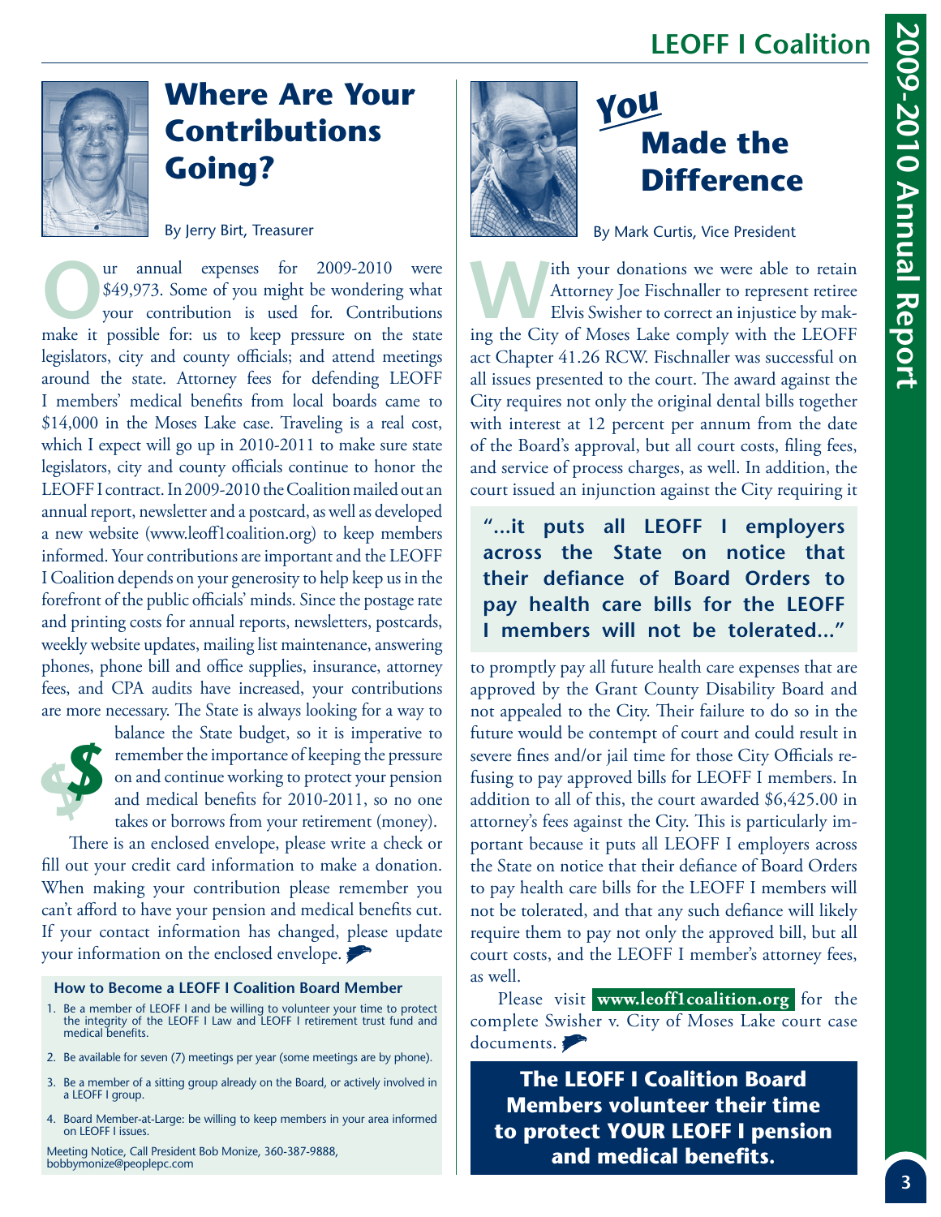# Where Are Your Contributions Going?

By Jerry Birt, Treasurer

Our annual expenses for 2009-2010 were $49,973. Some of you might be wondering what your contribution is used for. Contributions make it possible for: us to keep pressure on the state legislators, city and county officials; and attend meetings around the state. Attorney fees for defending LEOFF I members' medical benefits from local boards came to $14,000 in the Moses Lake case. Traveling is a real cost, which I expect will go up in 2010-2011 to make sure state legislators, city and county officials continue to honor the LEOFF I contract. In 2009-2010 the Coalition mailed out an annual report, newsletter and a postcard, as well as developed a new website (www.leoff1coalition.org) to keep members informed. Your contributions are important and the LEOFF I Coalition depends on your generosity to help keep us in the forefront of the public officials' minds. Since the postage rate and printing costs for annual reports, newsletters, postcards, weekly website updates, mailing list maintenance, answering phones, phone bill and office supplies, insurance, attorney fees, and CPA audits have increased, your contributions are more necessary. The State is always looking for a way to balance the State budget, so it is imperative to remember the importance of keeping the pressure on and continue working to protect your pension and medical benefits for 2010-2011, so no one takes or borrows from your retirement (money).

There is an enclosed envelope, please write a check or fill out your credit card information to make a donation. When making your contribution please remember you can't afford to have your pension and medical benefits cut. If your contact information has changed, please update your information on the enclosed envelope.

### How to Become a LEOFF I Coalition Board Member

1. Be a member of LEOFF I and be willing to volunteer your time to protect the integrity of the LEOFF I Law and LEOFF I retirement trust fund and medical benefits.
2. Be available for seven (7) meetings per year (some meetings are by phone).
3. Be a member of a sitting group already on the Board, or actively involved in a LEOFF I group.
4. Board Member-at-Large: be willing to keep members in your area informed on LEOFF I issues.

Meeting Notice, Call President Bob Monize, 360-387-9888, bobbymonize@peoplepc.com

# *You* Made the Difference

By Mark Curtis, Vice President

With your donations we were able to retain Attorney Joe Fischnaller to represent retiree Elvis Swisher to correct an injustice by making the City of Moses Lake comply with the LEOFF act Chapter 41.26 RCW. Fischnaller was successful on all issues presented to the court. The award against the City requires not only the original dental bills together with interest at 12 percent per annum from the date of the Board's approval, but all court costs, filing fees, and service of process charges, as well. In addition, the court issued an injunction against the City requiring it to promptly pay all future health care expenses that are approved by the Grant County Disability Board and not appealed to the City. Their failure to do so in the future would be contempt of court and could result in severe fines and/or jail time for those City Officials refusing to pay approved bills for LEOFF I members. In addition to all of this, the court awarded $6,425.00 in attorney's fees against the City. This is particularly important because it puts all LEOFF I employers across the State on notice that their defiance of Board Orders to pay health care bills for the LEOFF I members will not be tolerated, and that any such defiance will likely require them to pay not only the approved bill, but all court costs, and the LEOFF I member's attorney fees, as well.

> **"...it puts all LEOFF I employers across the State on notice that their defiance of Board Orders to pay health care bills for the LEOFF I members will not be tolerated..."**

Please visit **www.leoff1coalition.org** for the complete Swisher v. City of Moses Lake court case documents.

**The LEOFF I Coalition Board Members volunteer their time to protect YOUR LEOFF I pension and medical benefits.**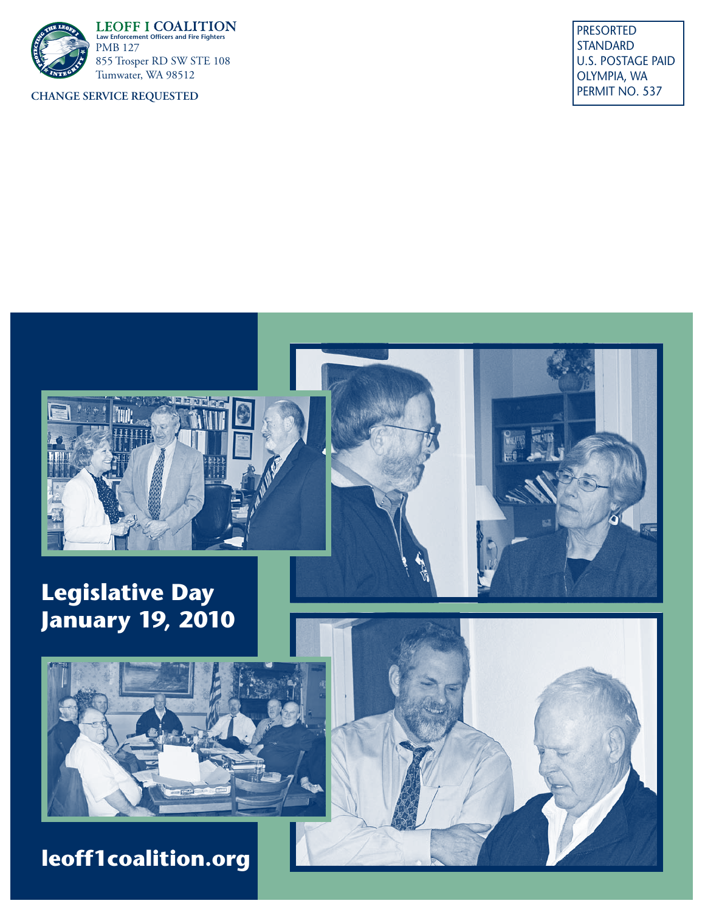**LEOFF I COALITION**
Law Enforcement Officers and Fire Fighters
PMB 127
855 Trosper RD SW STE 108
Tumwater, WA 98512

CHANGE SERVICE REQUESTED

PRESORTED
STANDARD
U.S. POSTAGE PAID
OLYMPIA, WA
PERMIT NO. 537

# Legislative Day
# January 19, 2010

## leoff1coalition.org